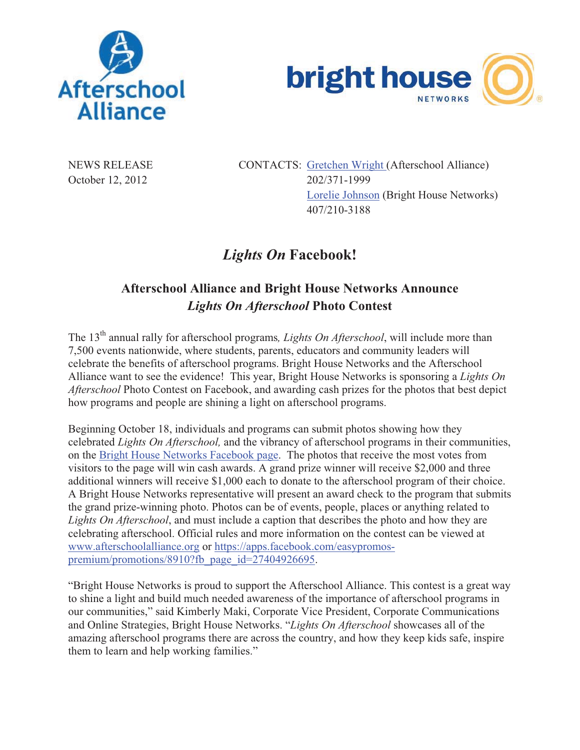NEWS RELEASE
October 12, 2012

CONTACTS: [Gretchen Wright](#) (Afterschool Alliance)
202/371-1999
[Lorelie Johnson](#) (Bright House Networks)
407/210-3188

# *Lights On* Facebook!

## Afterschool Alliance and Bright House Networks Announce *Lights On Afterschool* Photo Contest

The 13th annual rally for afterschool programs, *Lights On Afterschool*, will include more than 7,500 events nationwide, where students, parents, educators and community leaders will celebrate the benefits of afterschool programs. Bright House Networks and the Afterschool Alliance want to see the evidence! This year, Bright House Networks is sponsoring a *Lights On Afterschool* Photo Contest on Facebook, and awarding cash prizes for the photos that best depict how programs and people are shining a light on afterschool programs.

Beginning October 18, individuals and programs can submit photos showing how they celebrated *Lights On Afterschool,* and the vibrancy of afterschool programs in their communities, on the [Bright House Networks Facebook page](#). The photos that receive the most votes from visitors to the page will win cash awards. A grand prize winner will receive $2,000 and three additional winners will receive $1,000 each to donate to the afterschool program of their choice. A Bright House Networks representative will present an award check to the program that submits the grand prize-winning photo. Photos can be of events, people, places or anything related to *Lights On Afterschool*, and must include a caption that describes the photo and how they are celebrating afterschool. Official rules and more information on the contest can be viewed at www.afterschoolalliance.org or https://apps.facebook.com/easypromos-premium/promotions/8910?fb_page_id=27404926695.

"Bright House Networks is proud to support the Afterschool Alliance. This contest is a great way to shine a light and build much needed awareness of the importance of afterschool programs in our communities," said Kimberly Maki, Corporate Vice President, Corporate Communications and Online Strategies, Bright House Networks. "*Lights On Afterschool* showcases all of the amazing afterschool programs there are across the country, and how they keep kids safe, inspire them to learn and help working families."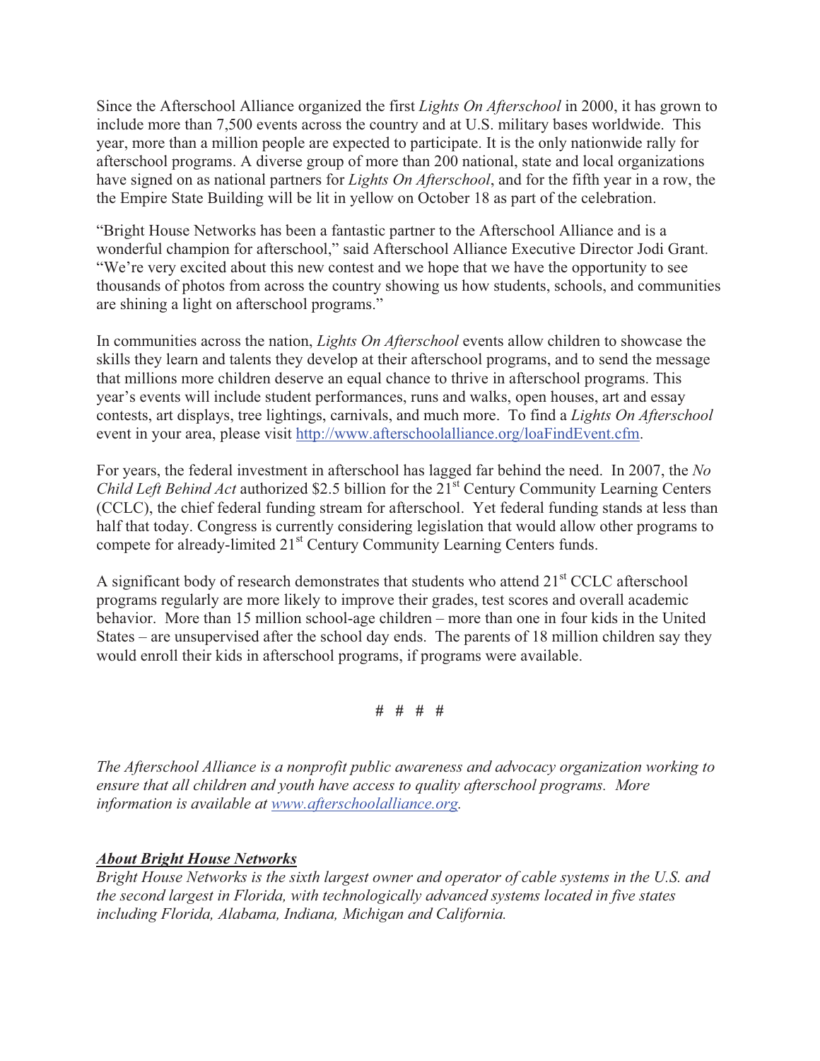Since the Afterschool Alliance organized the first *Lights On Afterschool* in 2000, it has grown to include more than 7,500 events across the country and at U.S. military bases worldwide. This year, more than a million people are expected to participate. It is the only nationwide rally for afterschool programs. A diverse group of more than 200 national, state and local organizations have signed on as national partners for *Lights On Afterschool*, and for the fifth year in a row, the the Empire State Building will be lit in yellow on October 18 as part of the celebration.

"Bright House Networks has been a fantastic partner to the Afterschool Alliance and is a wonderful champion for afterschool," said Afterschool Alliance Executive Director Jodi Grant. "We're very excited about this new contest and we hope that we have the opportunity to see thousands of photos from across the country showing us how students, schools, and communities are shining a light on afterschool programs."

In communities across the nation, *Lights On Afterschool* events allow children to showcase the skills they learn and talents they develop at their afterschool programs, and to send the message that millions more children deserve an equal chance to thrive in afterschool programs. This year's events will include student performances, runs and walks, open houses, art and essay contests, art displays, tree lightings, carnivals, and much more. To find a *Lights On Afterschool* event in your area, please visit http://www.afterschoolalliance.org/loaFindEvent.cfm.

For years, the federal investment in afterschool has lagged far behind the need. In 2007, the *No Child Left Behind Act* authorized $2.5 billion for the 21st Century Community Learning Centers (CCLC), the chief federal funding stream for afterschool. Yet federal funding stands at less than half that today. Congress is currently considering legislation that would allow other programs to compete for already-limited 21st Century Community Learning Centers funds.

A significant body of research demonstrates that students who attend 21st CCLC afterschool programs regularly are more likely to improve their grades, test scores and overall academic behavior. More than 15 million school-age children – more than one in four kids in the United States – are unsupervised after the school day ends. The parents of 18 million children say they would enroll their kids in afterschool programs, if programs were available.

# # # #

*The Afterschool Alliance is a nonprofit public awareness and advocacy organization working to ensure that all children and youth have access to quality afterschool programs. More information is available at www.afterschoolalliance.org.*

***About Bright House Networks***

*Bright House Networks is the sixth largest owner and operator of cable systems in the U.S. and the second largest in Florida, with technologically advanced systems located in five states including Florida, Alabama, Indiana, Michigan and California.*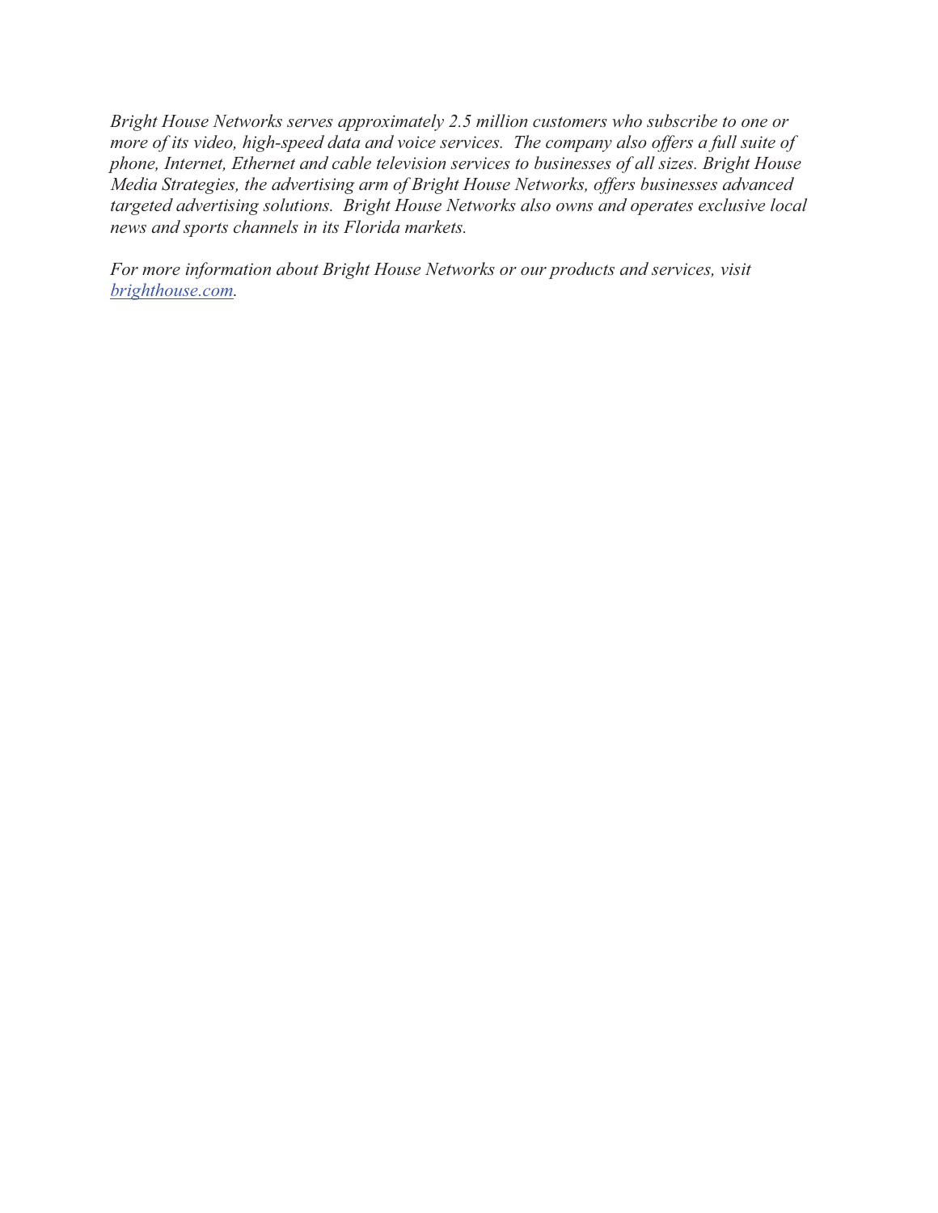*Bright House Networks serves approximately 2.5 million customers who subscribe to one or more of its video, high-speed data and voice services. The company also offers a full suite of phone, Internet, Ethernet and cable television services to businesses of all sizes. Bright House Media Strategies, the advertising arm of Bright House Networks, offers businesses advanced targeted advertising solutions. Bright House Networks also owns and operates exclusive local news and sports channels in its Florida markets.*

*For more information about Bright House Networks or our products and services, visit [brighthouse.com](brighthouse.com).*